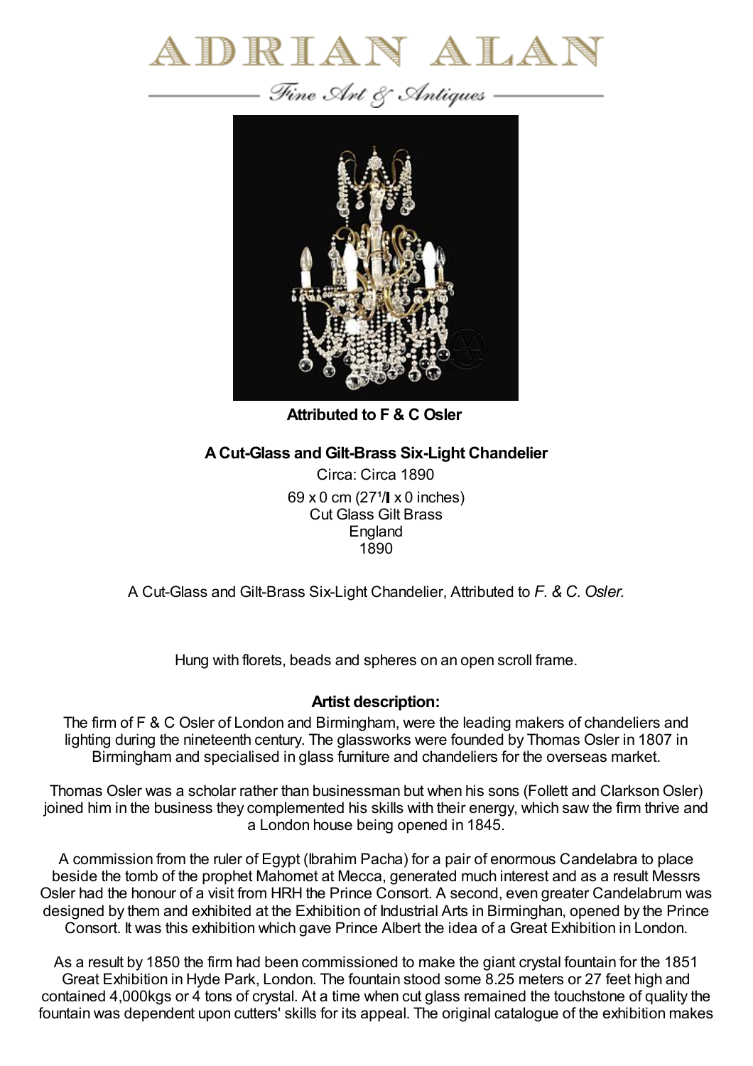# ADRIAN ALAN

*Fine Art & Antiques*

**Attributed to F & C Osler**

**A Cut-Glass and Gilt-Brass Six-Light Chandelier**

Circa: Circa 1890

69 x 0 cm (27¹/ x 0 inches)

Cut Glass Gilt Brass

England

1890

A Cut-Glass and Gilt-Brass Six-Light Chandelier, Attributed to *F. & C. Osler.*

Hung with florets, beads and spheres on an open scroll frame.

**Artist description:**

The firm of F & C Osler of London and Birmingham, were the leading makers of chandeliers and lighting during the nineteenth century. The glassworks were founded by Thomas Osler in 1807 in Birmingham and specialised in glass furniture and chandeliers for the overseas market.

Thomas Osler was a scholar rather than businessman but when his sons (Follett and Clarkson Osler) joined him in the business they complemented his skills with their energy, which saw the firm thrive and a London house being opened in 1845.

A commission from the ruler of Egypt (Ibrahim Pacha) for a pair of enormous Candelabra to place beside the tomb of the prophet Mahomet at Mecca, generated much interest and as a result Messrs Osler had the honour of a visit from HRH the Prince Consort. A second, even greater Candelabrum was designed by them and exhibited at the Exhibition of Industrial Arts in Birminghan, opened by the Prince Consort. It was this exhibition which gave Prince Albert the idea of a Great Exhibition in London.

As a result by 1850 the firm had been commissioned to make the giant crystal fountain for the 1851 Great Exhibition in Hyde Park, London. The fountain stood some 8.25 meters or 27 feet high and contained 4,000kgs or 4 tons of crystal. At a time when cut glass remained the touchstone of quality the fountain was dependent upon cutters' skills for its appeal. The original catalogue of the exhibition makes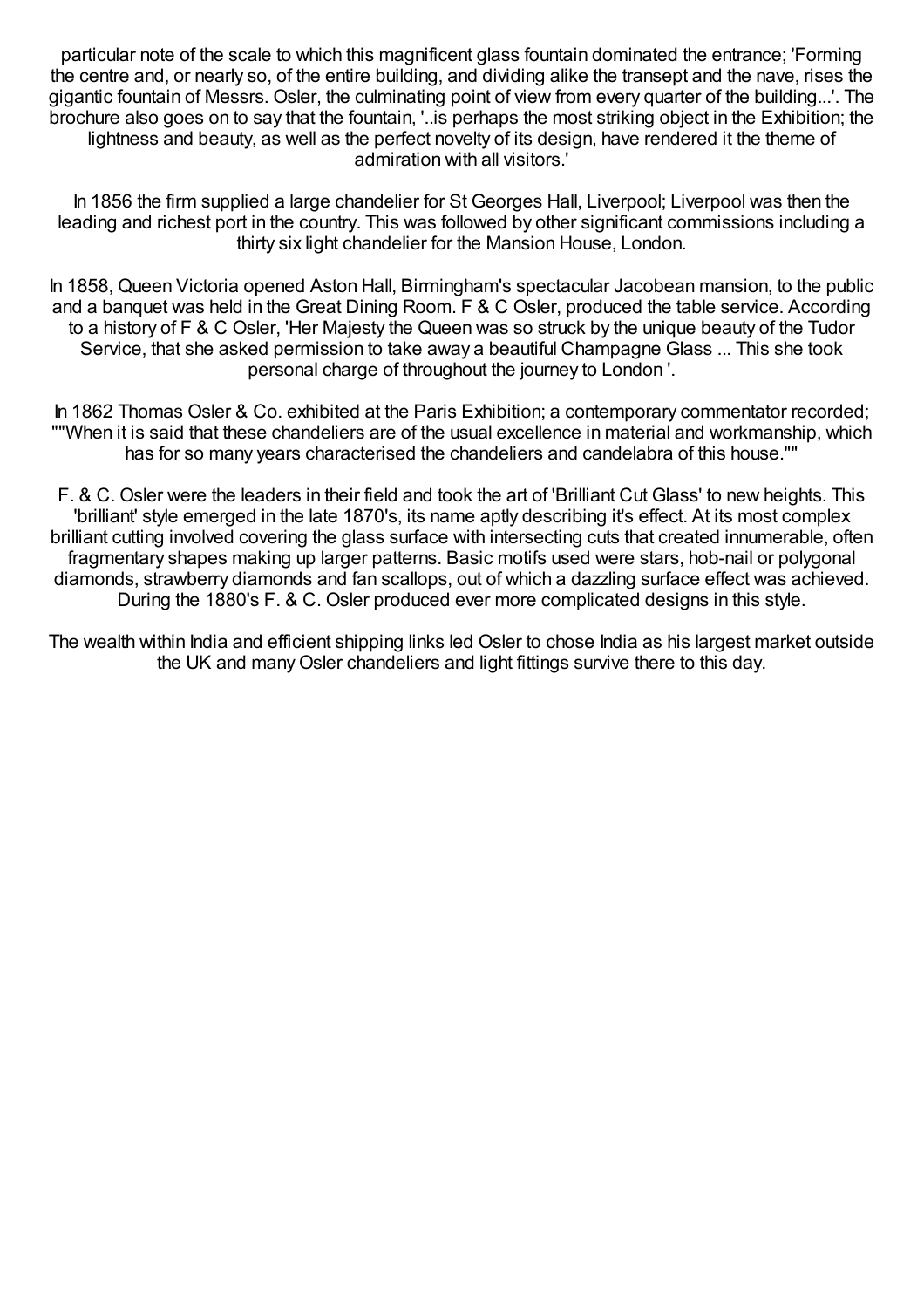particular note of the scale to which this magnificent glass fountain dominated the entrance; 'Forming the centre and, or nearly so, of the entire building, and dividing alike the transept and the nave, rises the gigantic fountain of Messrs. Osler, the culminating point of view from every quarter of the building...'. The brochure also goes on to say that the fountain, '..is perhaps the most striking object in the Exhibition; the lightness and beauty, as well as the perfect novelty of its design, have rendered it the theme of admiration with all visitors.'

In 1856 the firm supplied a large chandelier for St Georges Hall, Liverpool; Liverpool was then the leading and richest port in the country. This was followed by other significant commissions including a thirty six light chandelier for the Mansion House, London.

In 1858, Queen Victoria opened Aston Hall, Birmingham's spectacular Jacobean mansion, to the public and a banquet was held in the Great Dining Room. F & C Osler, produced the table service. According to a history of F & C Osler, 'Her Majesty the Queen was so struck by the unique beauty of the Tudor Service, that she asked permission to take away a beautiful Champagne Glass ... This she took personal charge of throughout the journey to London '.

In 1862 Thomas Osler & Co. exhibited at the Paris Exhibition; a contemporary commentator recorded; ""When it is said that these chandeliers are of the usual excellence in material and workmanship, which has for so many years characterised the chandeliers and candelabra of this house.""

F. & C. Osler were the leaders in their field and took the art of 'Brilliant Cut Glass' to new heights. This 'brilliant' style emerged in the late 1870's, its name aptly describing it's effect. At its most complex brilliant cutting involved covering the glass surface with intersecting cuts that created innumerable, often fragmentary shapes making up larger patterns. Basic motifs used were stars, hob-nail or polygonal diamonds, strawberry diamonds and fan scallops, out of which a dazzling surface effect was achieved. During the 1880's F. & C. Osler produced ever more complicated designs in this style.

The wealth within India and efficient shipping links led Osler to chose India as his largest market outside the UK and many Osler chandeliers and light fittings survive there to this day.